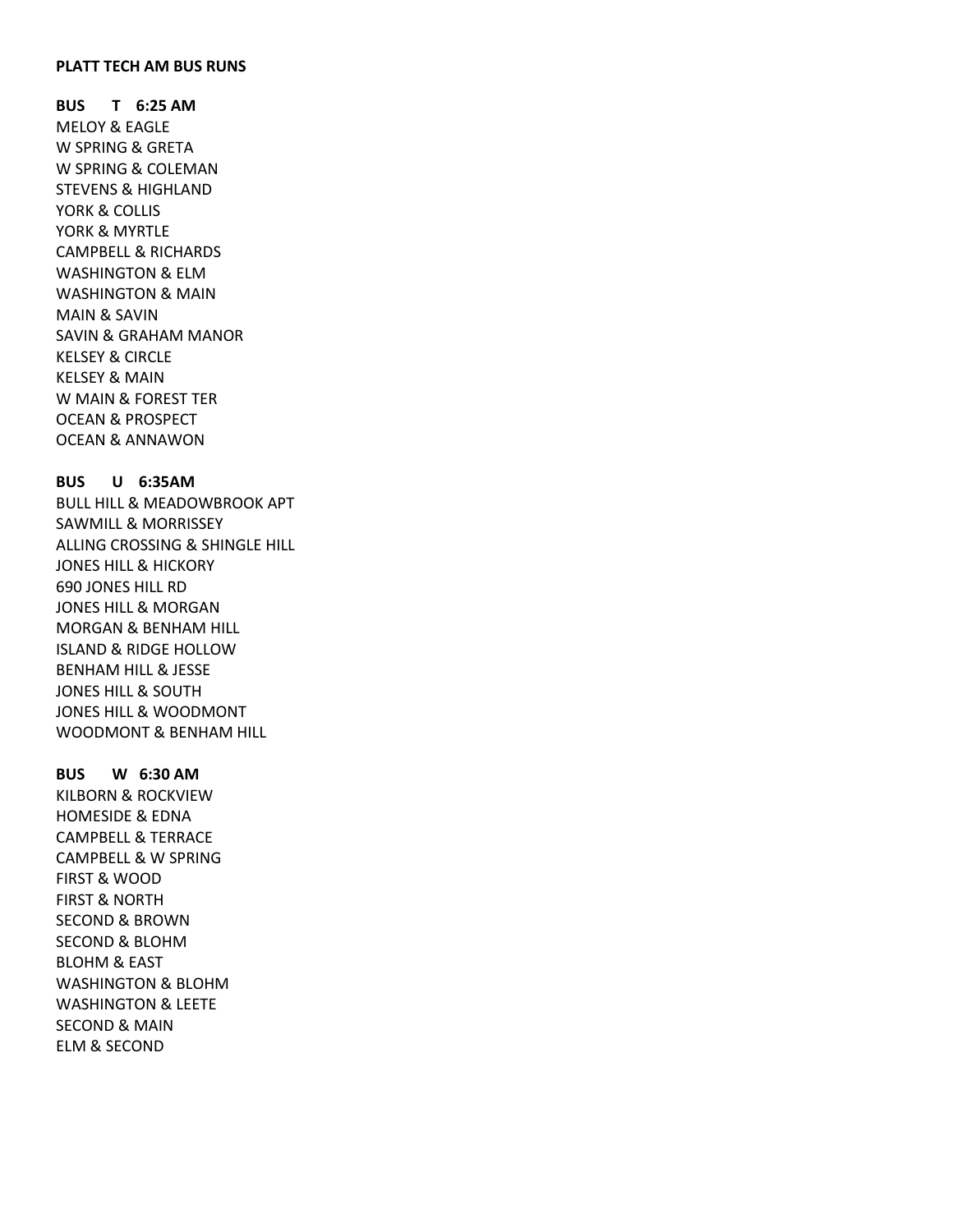**PLATT TECH AM BUS RUNS**

**BUS T 6:25 AM**

MELOY & EAGLE
W SPRING & GRETA
W SPRING & COLEMAN
STEVENS & HIGHLAND
YORK & COLLIS
YORK & MYRTLE
CAMPBELL & RICHARDS
WASHINGTON & ELM
WASHINGTON & MAIN
MAIN & SAVIN
SAVIN & GRAHAM MANOR
KELSEY & CIRCLE
KELSEY & MAIN
W MAIN & FOREST TER
OCEAN & PROSPECT
OCEAN & ANNAWON

**BUS U 6:35AM**

BULL HILL & MEADOWBROOK APT
SAWMILL & MORRISSEY
ALLING CROSSING & SHINGLE HILL
JONES HILL & HICKORY
690 JONES HILL RD
JONES HILL & MORGAN
MORGAN & BENHAM HILL
ISLAND & RIDGE HOLLOW
BENHAM HILL & JESSE
JONES HILL & SOUTH
JONES HILL & WOODMONT
WOODMONT & BENHAM HILL

**BUS W 6:30 AM**

KILBORN & ROCKVIEW
HOMESIDE & EDNA
CAMPBELL & TERRACE
CAMPBELL & W SPRING
FIRST & WOOD
FIRST & NORTH
SECOND & BROWN
SECOND & BLOHM
BLOHM & EAST
WASHINGTON & BLOHM
WASHINGTON & LEETE
SECOND & MAIN
ELM & SECOND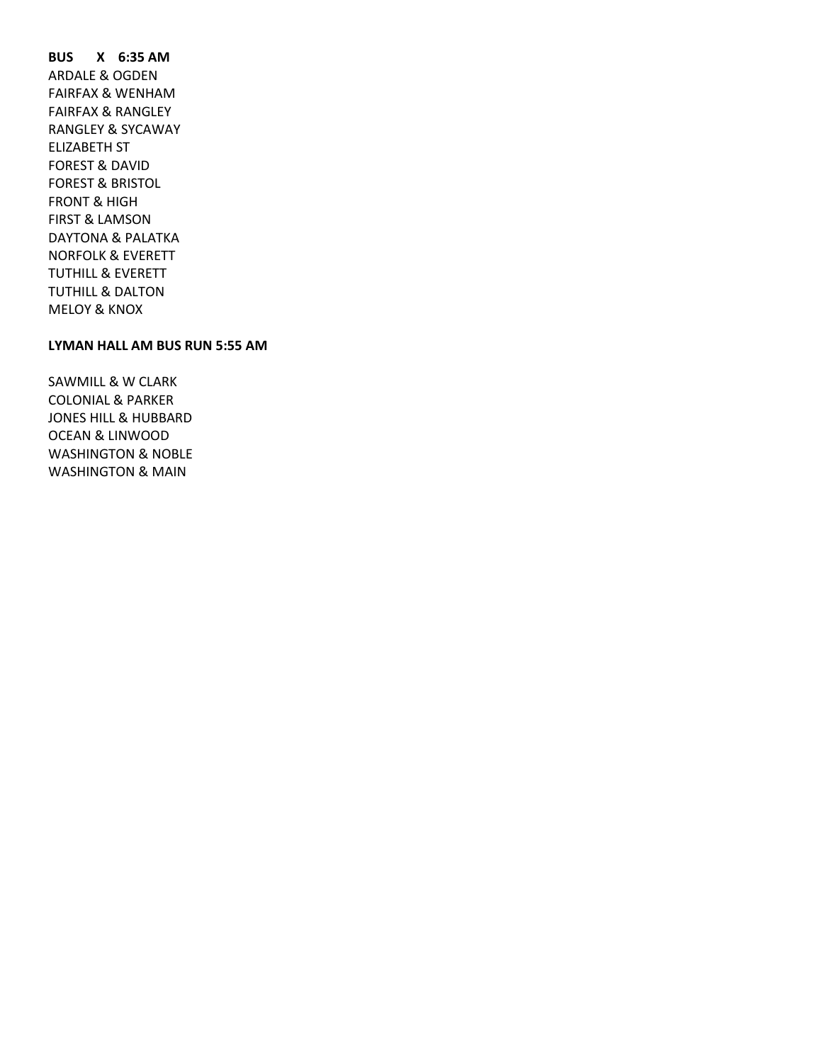**BUS X 6:35 AM**

ARDALE & OGDEN
FAIRFAX & WENHAM
FAIRFAX & RANGLEY
RANGLEY & SYCAWAY
ELIZABETH ST
FOREST & DAVID
FOREST & BRISTOL
FRONT & HIGH
FIRST & LAMSON
DAYTONA & PALATKA
NORFOLK & EVERETT
TUTHILL & EVERETT
TUTHILL & DALTON
MELOY & KNOX

**LYMAN HALL AM BUS RUN 5:55 AM**

SAWMILL & W CLARK
COLONIAL & PARKER
JONES HILL & HUBBARD
OCEAN & LINWOOD
WASHINGTON & NOBLE
WASHINGTON & MAIN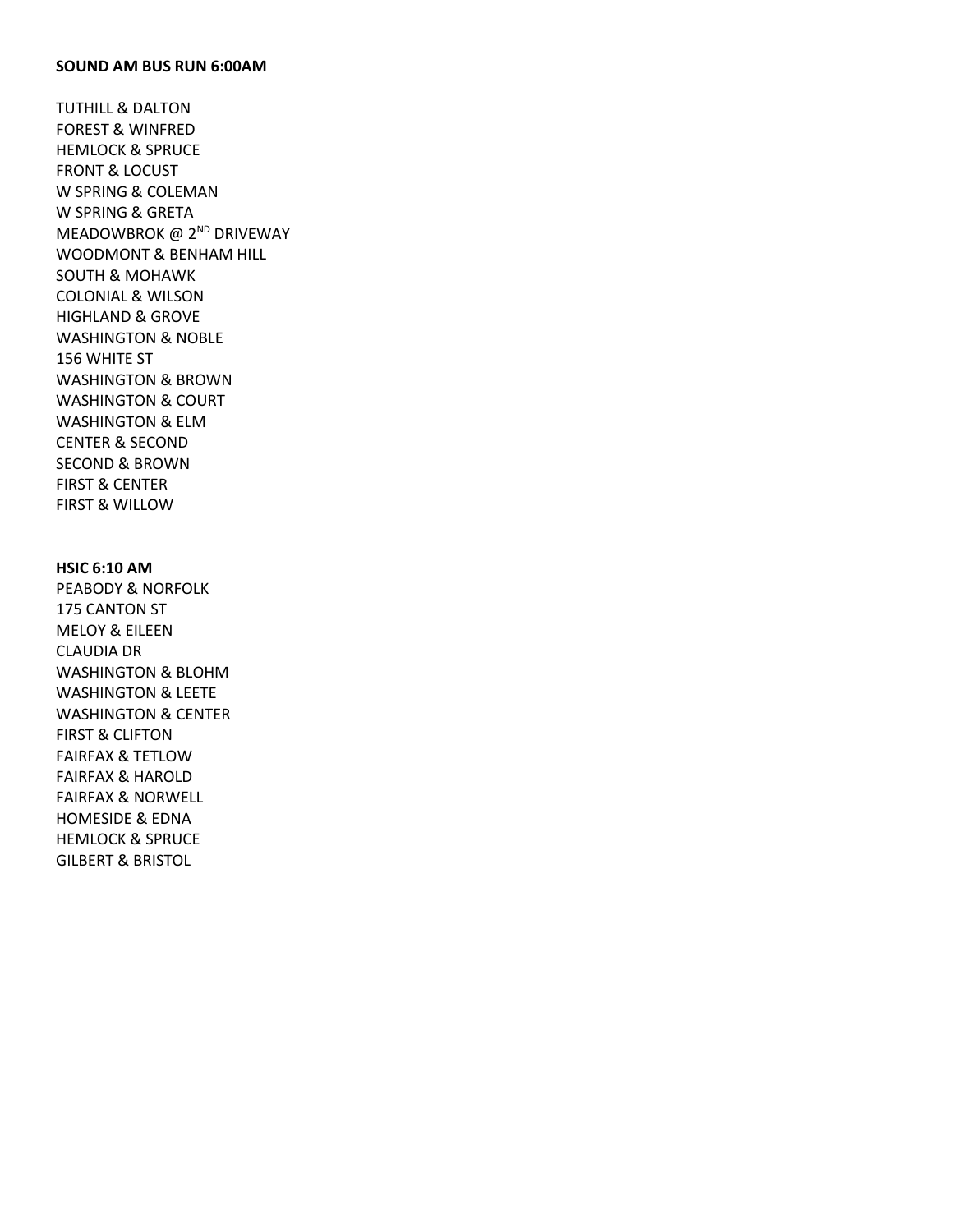**SOUND AM BUS RUN 6:00AM**

TUTHILL & DALTON
FOREST & WINFRED
HEMLOCK & SPRUCE
FRONT & LOCUST
W SPRING & COLEMAN
W SPRING & GRETA
MEADOWBROK @ 2ND DRIVEWAY
WOODMONT & BENHAM HILL
SOUTH & MOHAWK
COLONIAL & WILSON
HIGHLAND & GROVE
WASHINGTON & NOBLE
156 WHITE ST
WASHINGTON & BROWN
WASHINGTON & COURT
WASHINGTON & ELM
CENTER & SECOND
SECOND & BROWN
FIRST & CENTER
FIRST & WILLOW

**HSIC 6:10 AM**
PEABODY & NORFOLK
175 CANTON ST
MELOY & EILEEN
CLAUDIA DR
WASHINGTON & BLOHM
WASHINGTON & LEETE
WASHINGTON & CENTER
FIRST & CLIFTON
FAIRFAX & TETLOW
FAIRFAX & HAROLD
FAIRFAX & NORWELL
HOMESIDE & EDNA
HEMLOCK & SPRUCE
GILBERT & BRISTOL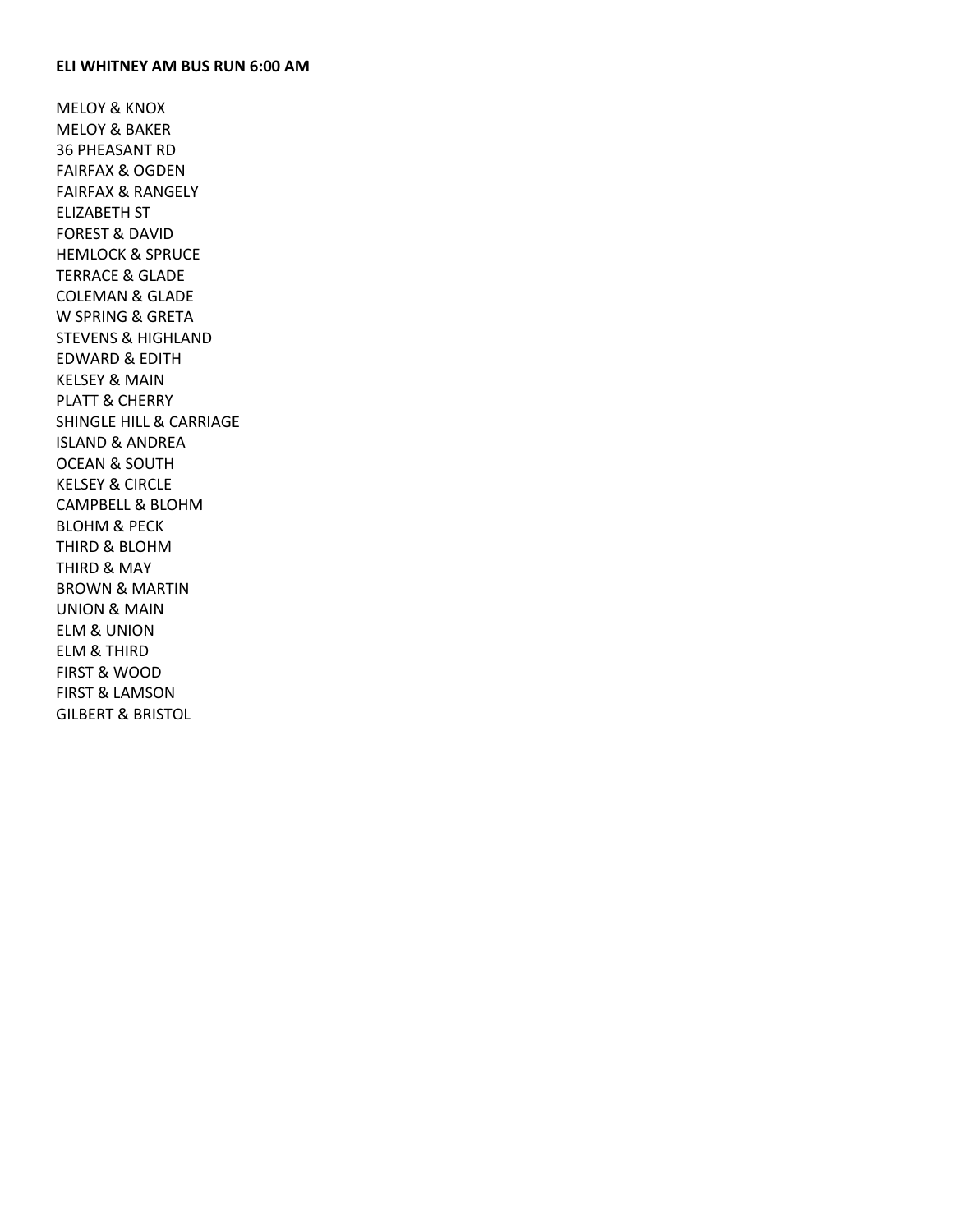**ELI WHITNEY AM BUS RUN 6:00 AM**

MELOY & KNOX
MELOY & BAKER
36 PHEASANT RD
FAIRFAX & OGDEN
FAIRFAX & RANGELY
ELIZABETH ST
FOREST & DAVID
HEMLOCK & SPRUCE
TERRACE & GLADE
COLEMAN & GLADE
W SPRING & GRETA
STEVENS & HIGHLAND
EDWARD & EDITH
KELSEY & MAIN
PLATT & CHERRY
SHINGLE HILL & CARRIAGE
ISLAND & ANDREA
OCEAN & SOUTH
KELSEY & CIRCLE
CAMPBELL & BLOHM
BLOHM & PECK
THIRD & BLOHM
THIRD & MAY
BROWN & MARTIN
UNION & MAIN
ELM & UNION
ELM & THIRD
FIRST & WOOD
FIRST & LAMSON
GILBERT & BRISTOL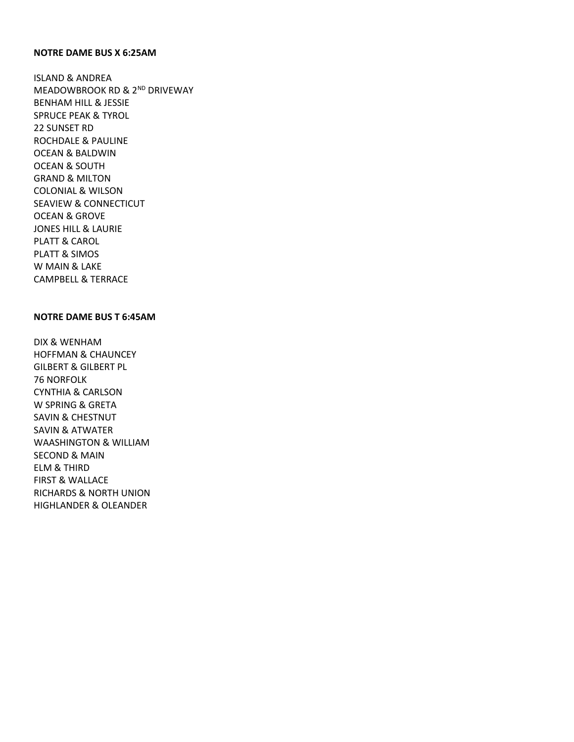**NOTRE DAME BUS X 6:25AM**

ISLAND & ANDREA
MEADOWBROOK RD & 2ND DRIVEWAY
BENHAM HILL & JESSIE
SPRUCE PEAK & TYROL
22 SUNSET RD
ROCHDALE & PAULINE
OCEAN & BALDWIN
OCEAN & SOUTH
GRAND & MILTON
COLONIAL & WILSON
SEAVIEW & CONNECTICUT
OCEAN & GROVE
JONES HILL & LAURIE
PLATT & CAROL
PLATT & SIMOS
W MAIN & LAKE
CAMPBELL & TERRACE

**NOTRE DAME BUS T 6:45AM**

DIX & WENHAM
HOFFMAN & CHAUNCEY
GILBERT & GILBERT PL
76 NORFOLK
CYNTHIA & CARLSON
W SPRING & GRETA
SAVIN & CHESTNUT
SAVIN & ATWATER
WAASHINGTON & WILLIAM
SECOND & MAIN
ELM & THIRD
FIRST & WALLACE
RICHARDS & NORTH UNION
HIGHLANDER & OLEANDER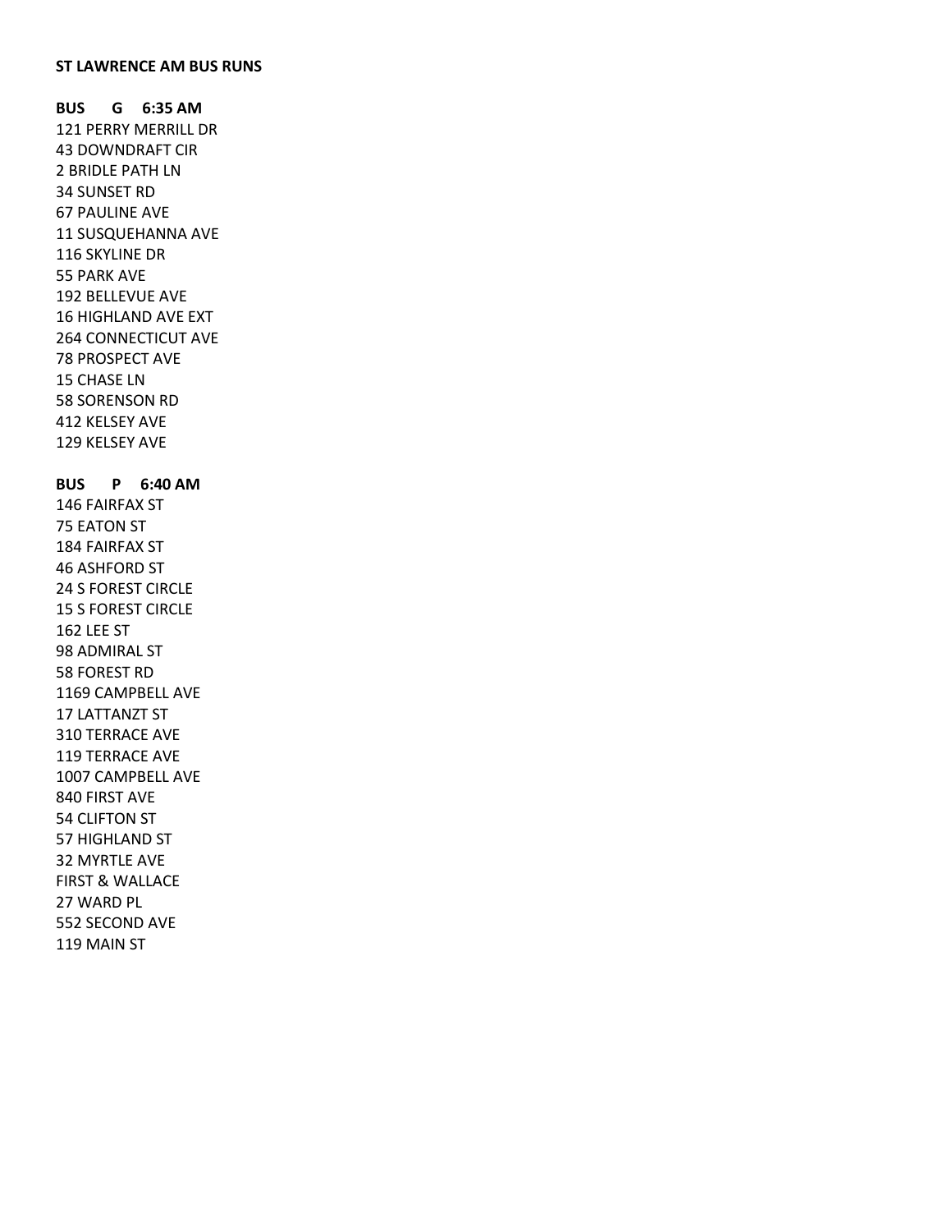**ST LAWRENCE AM BUS RUNS**

**BUS G 6:35 AM**

121 PERRY MERRILL DR
43 DOWNDRAFT CIR
2 BRIDLE PATH LN
34 SUNSET RD
67 PAULINE AVE
11 SUSQUEHANNA AVE
116 SKYLINE DR
55 PARK AVE
192 BELLEVUE AVE
16 HIGHLAND AVE EXT
264 CONNECTICUT AVE
78 PROSPECT AVE
15 CHASE LN
58 SORENSON RD
412 KELSEY AVE
129 KELSEY AVE

**BUS P 6:40 AM**

146 FAIRFAX ST
75 EATON ST
184 FAIRFAX ST
46 ASHFORD ST
24 S FOREST CIRCLE
15 S FOREST CIRCLE
162 LEE ST
98 ADMIRAL ST
58 FOREST RD
1169 CAMPBELL AVE
17 LATTANZT ST
310 TERRACE AVE
119 TERRACE AVE
1007 CAMPBELL AVE
840 FIRST AVE
54 CLIFTON ST
57 HIGHLAND ST
32 MYRTLE AVE
FIRST & WALLACE
27 WARD PL
552 SECOND AVE
119 MAIN ST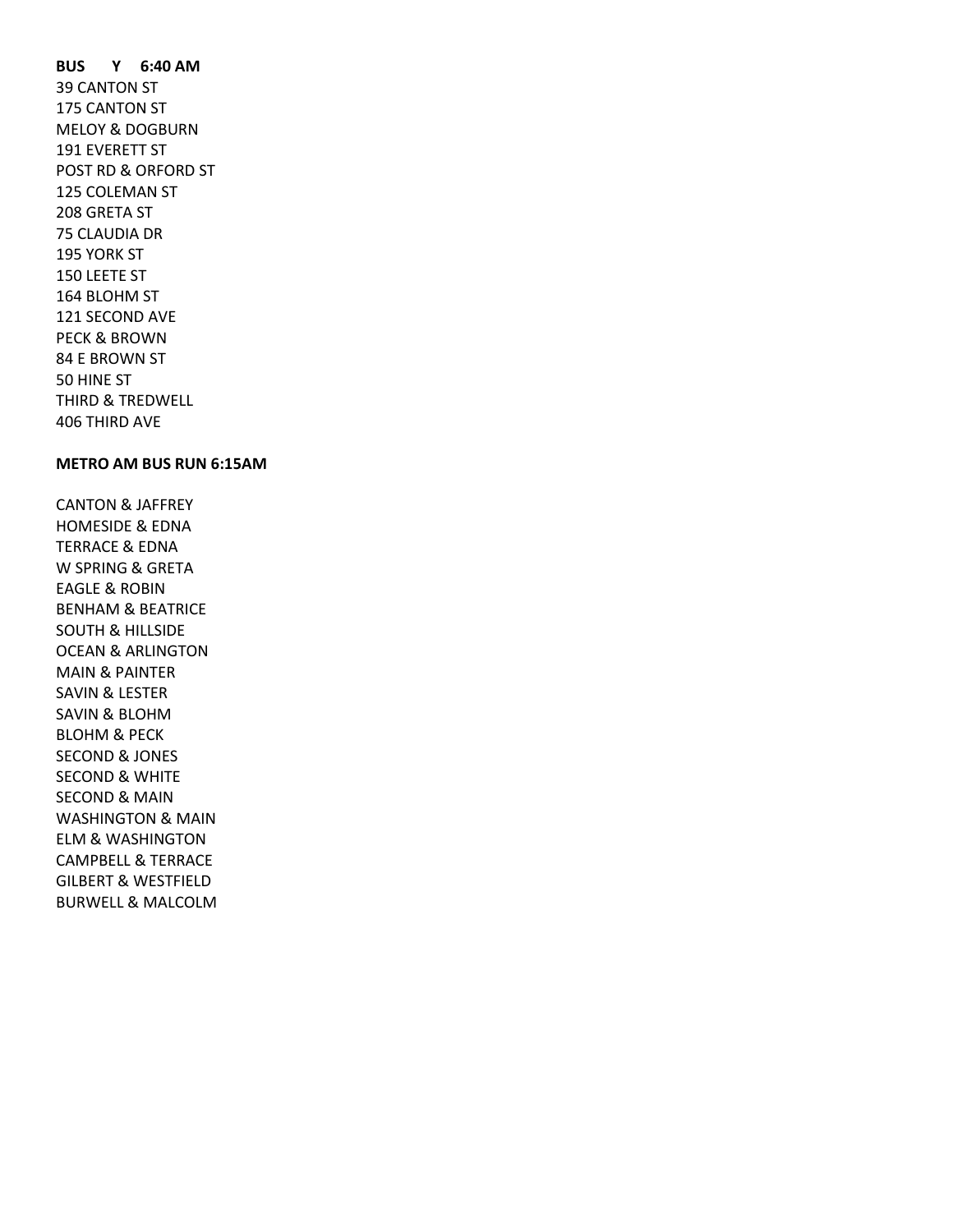**BUS Y 6:40 AM**

39 CANTON ST
175 CANTON ST
MELOY & DOGBURN
191 EVERETT ST
POST RD & ORFORD ST
125 COLEMAN ST
208 GRETA ST
75 CLAUDIA DR
195 YORK ST
150 LEETE ST
164 BLOHM ST
121 SECOND AVE
PECK & BROWN
84 E BROWN ST
50 HINE ST
THIRD & TREDWELL
406 THIRD AVE

**METRO AM BUS RUN 6:15AM**

CANTON & JAFFREY
HOMESIDE & EDNA
TERRACE & EDNA
W SPRING & GRETA
EAGLE & ROBIN
BENHAM & BEATRICE
SOUTH & HILLSIDE
OCEAN & ARLINGTON
MAIN & PAINTER
SAVIN & LESTER
SAVIN & BLOHM
BLOHM & PECK
SECOND & JONES
SECOND & WHITE
SECOND & MAIN
WASHINGTON & MAIN
ELM & WASHINGTON
CAMPBELL & TERRACE
GILBERT & WESTFIELD
BURWELL & MALCOLM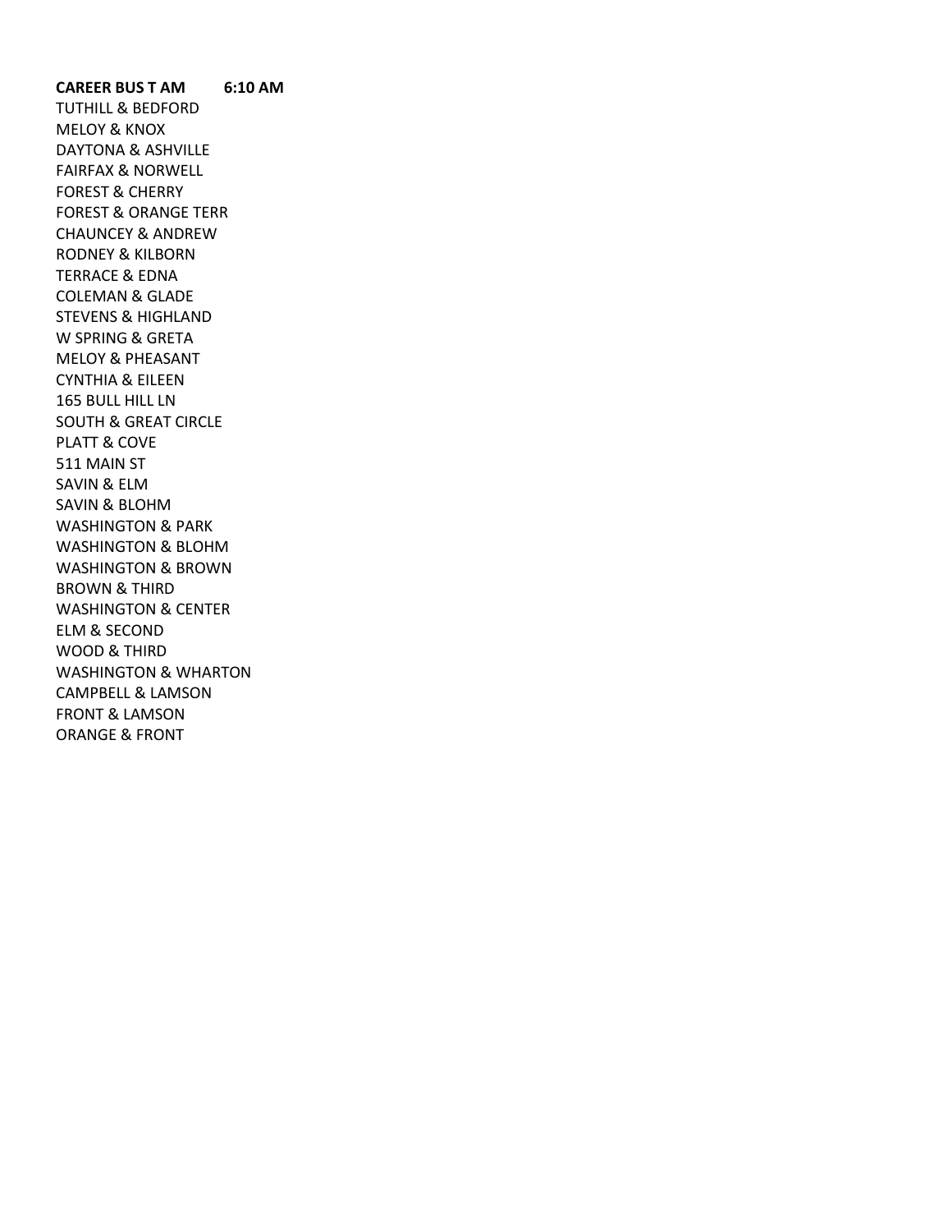**CAREER BUS T AM 6:10 AM**

TUTHILL & BEDFORD
MELOY & KNOX
DAYTONA & ASHVILLE
FAIRFAX & NORWELL
FOREST & CHERRY
FOREST & ORANGE TERR
CHAUNCEY & ANDREW
RODNEY & KILBORN
TERRACE & EDNA
COLEMAN & GLADE
STEVENS & HIGHLAND
W SPRING & GRETA
MELOY & PHEASANT
CYNTHIA & EILEEN
165 BULL HILL LN
SOUTH & GREAT CIRCLE
PLATT & COVE
511 MAIN ST
SAVIN & ELM
SAVIN & BLOHM
WASHINGTON & PARK
WASHINGTON & BLOHM
WASHINGTON & BROWN
BROWN & THIRD
WASHINGTON & CENTER
ELM & SECOND
WOOD & THIRD
WASHINGTON & WHARTON
CAMPBELL & LAMSON
FRONT & LAMSON
ORANGE & FRONT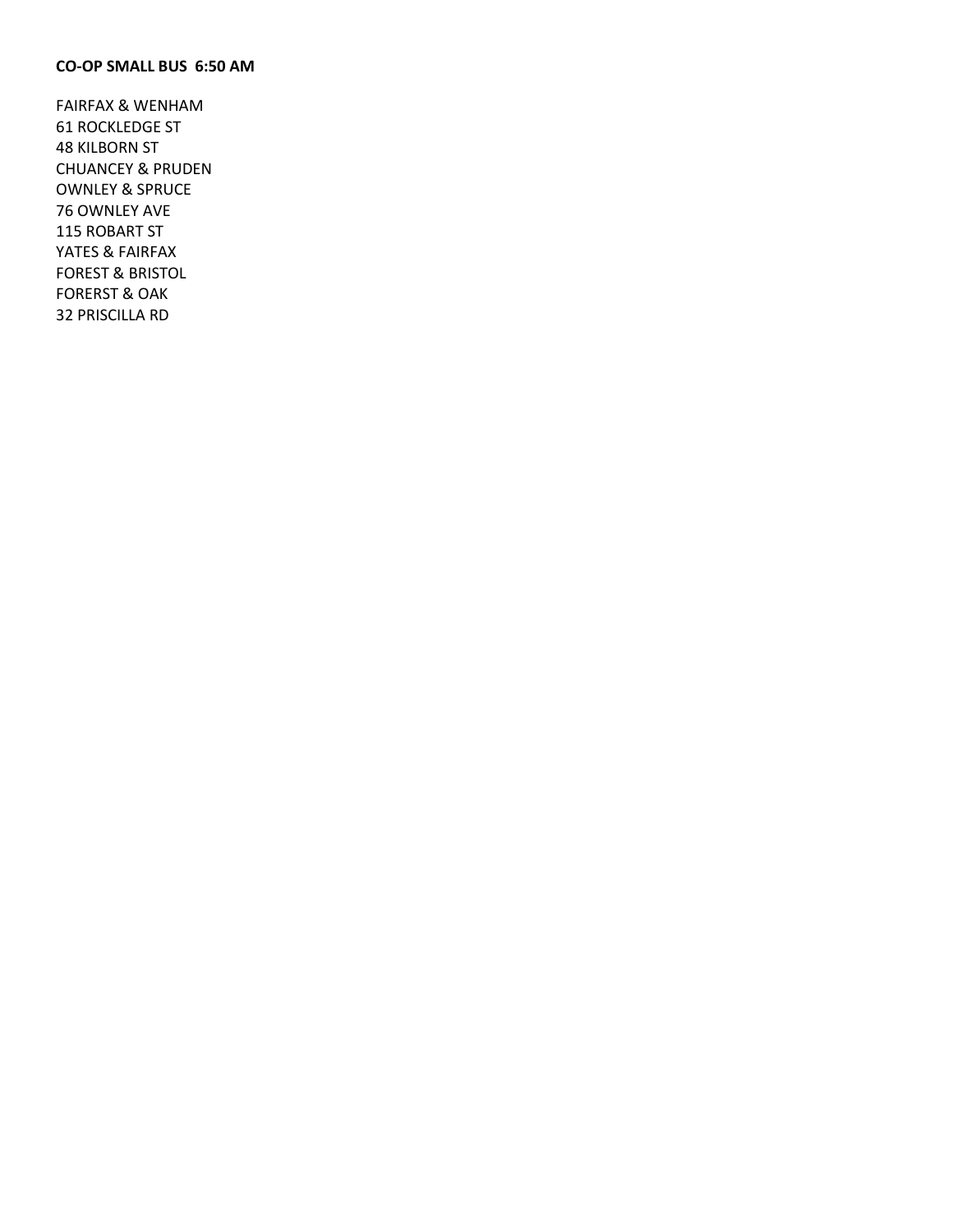**CO-OP SMALL BUS 6:50 AM**

FAIRFAX & WENHAM
61 ROCKLEDGE ST
48 KILBORN ST
CHUANCEY & PRUDEN
OWNLEY & SPRUCE
76 OWNLEY AVE
115 ROBART ST
YATES & FAIRFAX
FOREST & BRISTOL
FORERST & OAK
32 PRISCILLA RD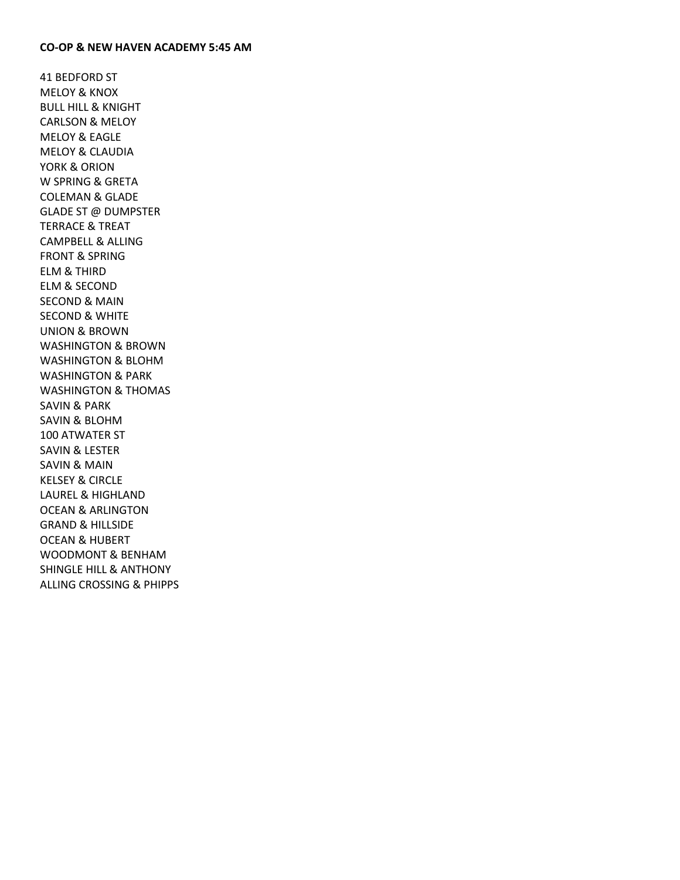**CO-OP & NEW HAVEN ACADEMY 5:45 AM**

41 BEDFORD ST
MELOY & KNOX
BULL HILL & KNIGHT
CARLSON & MELOY
MELOY & EAGLE
MELOY & CLAUDIA
YORK & ORION
W SPRING & GRETA
COLEMAN & GLADE
GLADE ST @ DUMPSTER
TERRACE & TREAT
CAMPBELL & ALLING
FRONT & SPRING
ELM & THIRD
ELM & SECOND
SECOND & MAIN
SECOND & WHITE
UNION & BROWN
WASHINGTON & BROWN
WASHINGTON & BLOHM
WASHINGTON & PARK
WASHINGTON & THOMAS
SAVIN & PARK
SAVIN & BLOHM
100 ATWATER ST
SAVIN & LESTER
SAVIN & MAIN
KELSEY & CIRCLE
LAUREL & HIGHLAND
OCEAN & ARLINGTON
GRAND & HILLSIDE
OCEAN & HUBERT
WOODMONT & BENHAM
SHINGLE HILL & ANTHONY
ALLING CROSSING & PHIPPS